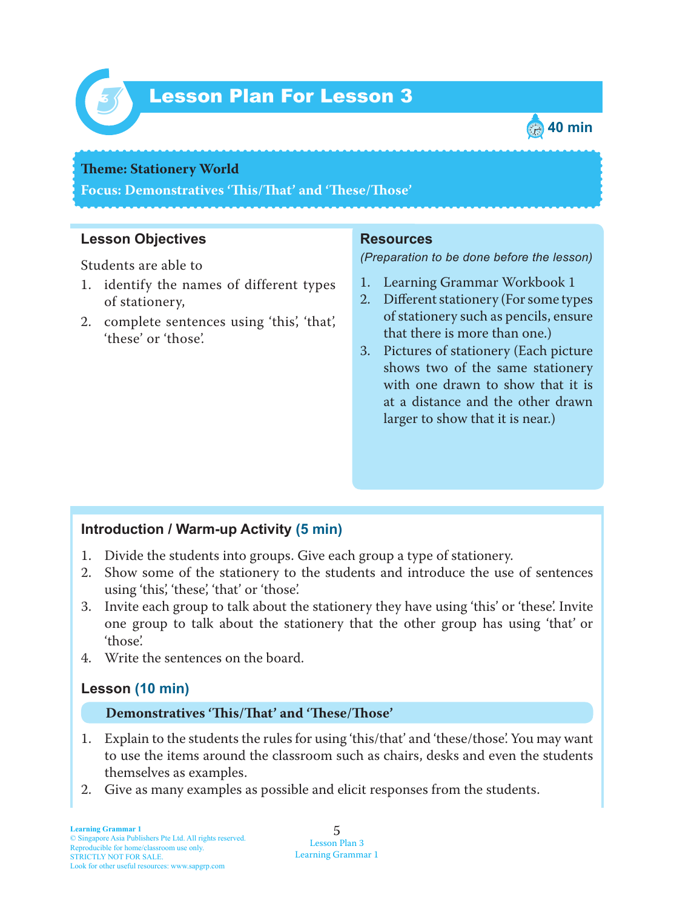# Lesson Plan For Lesson 3

40 min

**Theme: Stationery World**
**Focus: Demonstratives 'This/That' and 'These/Those'**

## Lesson Objectives

Students are able to

1. identify the names of different types of stationery,
2. complete sentences using 'this', 'that', 'these' or 'those'.

## Resources

*(Preparation to be done before the lesson)*

1. Learning Grammar Workbook 1
2. Different stationery (For some types of stationery such as pencils, ensure that there is more than one.)
3. Pictures of stationery (Each picture shows two of the same stationery with one drawn to show that it is at a distance and the other drawn larger to show that it is near.)

## Introduction / Warm-up Activity (5 min)

1. Divide the students into groups. Give each group a type of stationery.
2. Show some of the stationery to the students and introduce the use of sentences using 'this', 'these', 'that' or 'those'.
3. Invite each group to talk about the stationery they have using 'this' or 'these'. Invite one group to talk about the stationery that the other group has using 'that' or 'those'.
4. Write the sentences on the board.

## Lesson (10 min)

**Demonstratives 'This/That' and 'These/Those'**

1. Explain to the students the rules for using 'this/that' and 'these/those'. You may want to use the items around the classroom such as chairs, desks and even the students themselves as examples.
2. Give as many examples as possible and elicit responses from the students.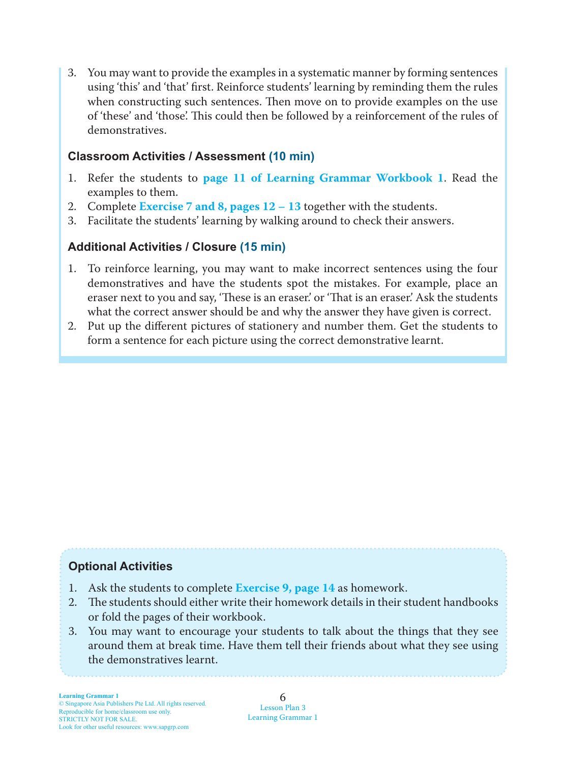3. You may want to provide the examples in a systematic manner by forming sentences using 'this' and 'that' first. Reinforce students' learning by reminding them the rules when constructing such sentences. Then move on to provide examples on the use of 'these' and 'those'. This could then be followed by a reinforcement of the rules of demonstratives.

### Classroom Activities / Assessment (10 min)

1. Refer the students to **page 11 of Learning Grammar Workbook 1**. Read the examples to them.
2. Complete **Exercise 7 and 8, pages 12 – 13** together with the students.
3. Facilitate the students' learning by walking around to check their answers.

### Additional Activities / Closure (15 min)

1. To reinforce learning, you may want to make incorrect sentences using the four demonstratives and have the students spot the mistakes. For example, place an eraser next to you and say, 'These is an eraser.' or 'That is an eraser.' Ask the students what the correct answer should be and why the answer they have given is correct.
2. Put up the different pictures of stationery and number them. Get the students to form a sentence for each picture using the correct demonstrative learnt.

### Optional Activities

1. Ask the students to complete **Exercise 9, page 14** as homework.
2. The students should either write their homework details in their student handbooks or fold the pages of their workbook.
3. You may want to encourage your students to talk about the things that they see around them at break time. Have them tell their friends about what they see using the demonstratives learnt.

Learning Grammar 1
© Singapore Asia Publishers Pte Ltd. All rights reserved.
Reproducible for home/classroom use only.
STRICTLY NOT FOR SALE.
Look for other useful resources: www.sapgrp.com